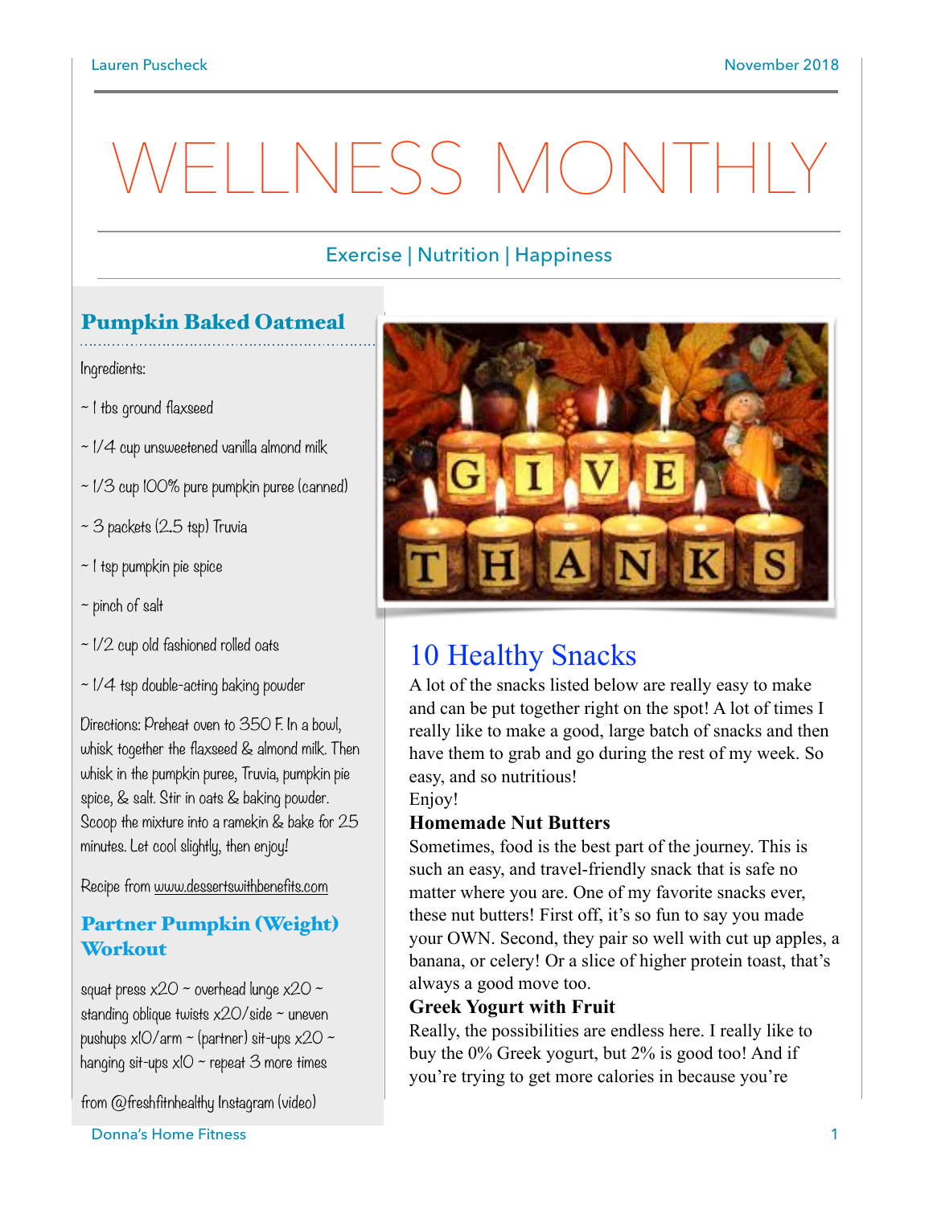# WELLNESS MONTHLY

Exercise | Nutrition | Happiness

## Pumpkin Baked Oatmeal

Ingredients:

~ 1 tbs ground flaxseed

~ 1/4 cup unsweetened vanilla almond milk

~ 1/3 cup 100% pure pumpkin puree (canned)

~ 3 packets (2.5 tsp) Truvia

~ 1 tsp pumpkin pie spice

~ pinch of salt

~ 1/2 cup old fashioned rolled oats

~ 1/4 tsp double-acting baking powder

Directions: Preheat oven to 350 F. In a bowl, whisk together the flaxseed & almond milk. Then whisk in the pumpkin puree, Truvia, pumpkin pie spice, & salt. Stir in oats & baking powder. Scoop the mixture into a ramekin & bake for 25 minutes. Let cool slightly, then enjoy!

Recipe from www.dessertswithbenefits.com

## Partner Pumpkin (Weight) Workout

squat press x20 ~ overhead lunge x20 ~ standing oblique twists x20/side ~ uneven pushups x10/arm ~ (partner) sit-ups x20 ~ hanging sit-ups x10 ~ repeat 3 more times

from @freshfitnhealthy Instagram (video)

## 10 Healthy Snacks

A lot of the snacks listed below are really easy to make and can be put together right on the spot! A lot of times I really like to make a good, large batch of snacks and then have them to grab and go during the rest of my week. So easy, and so nutritious!

Enjoy!

**Homemade Nut Butters**

Sometimes, food is the best part of the journey. This is such an easy, and travel-friendly snack that is safe no matter where you are. One of my favorite snacks ever, these nut butters! First off, it's so fun to say you made your OWN. Second, they pair so well with cut up apples, a banana, or celery! Or a slice of higher protein toast, that's always a good move too.

**Greek Yogurt with Fruit**

Really, the possibilities are endless here. I really like to buy the 0% Greek yogurt, but 2% is good too! And if you're trying to get more calories in because you're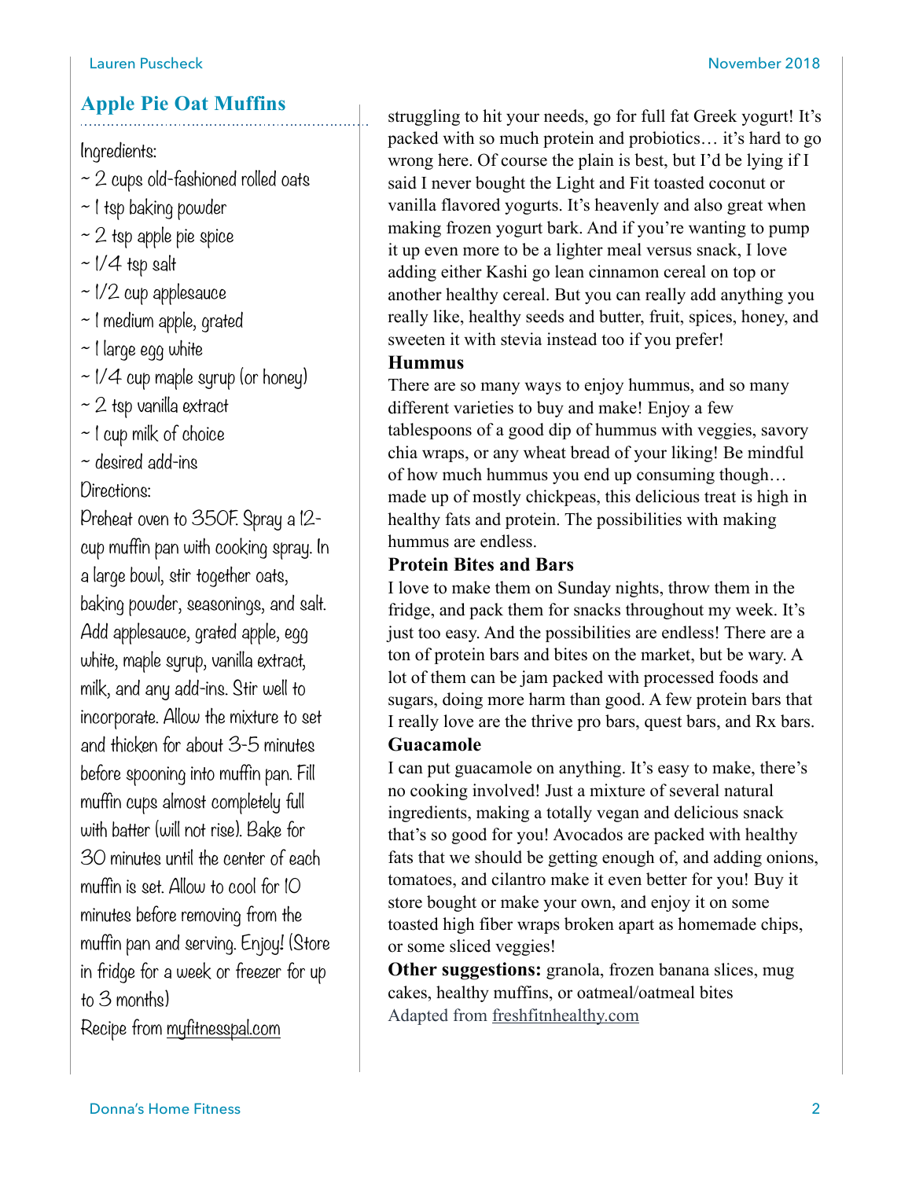## Apple Pie Oat Muffins

Ingredients:

- ~ 2 cups old-fashioned rolled oats
- ~ 1 tsp baking powder
- ~ 2 tsp apple pie spice
- ~ 1/4 tsp salt
- ~ 1/2 cup applesauce
- ~ 1 medium apple, grated
- ~ 1 large egg white
- ~ 1/4 cup maple syrup (or honey)
- ~ 2 tsp vanilla extract
- ~ 1 cup milk of choice
- ~ desired add-ins

Directions:

Preheat oven to 350F. Spray a 12-cup muffin pan with cooking spray. In a large bowl, stir together oats, baking powder, seasonings, and salt. Add applesauce, grated apple, egg white, maple syrup, vanilla extract, milk, and any add-ins. Stir well to incorporate. Allow the mixture to set and thicken for about 3-5 minutes before spooning into muffin pan. Fill muffin cups almost completely full with batter (will not rise). Bake for 30 minutes until the center of each muffin is set. Allow to cool for 10 minutes before removing from the muffin pan and serving. Enjoy! (Store in fridge for a week or freezer for up to 3 months)

Recipe from myfitnesspal.com

struggling to hit your needs, go for full fat Greek yogurt! It's packed with so much protein and probiotics… it's hard to go wrong here. Of course the plain is best, but I'd be lying if I said I never bought the Light and Fit toasted coconut or vanilla flavored yogurts. It's heavenly and also great when making frozen yogurt bark. And if you're wanting to pump it up even more to be a lighter meal versus snack, I love adding either Kashi go lean cinnamon cereal on top or another healthy cereal. But you can really add anything you really like, healthy seeds and butter, fruit, spices, honey, and sweeten it with stevia instead too if you prefer!

**Hummus**

There are so many ways to enjoy hummus, and so many different varieties to buy and make! Enjoy a few tablespoons of a good dip of hummus with veggies, savory chia wraps, or any wheat bread of your liking! Be mindful of how much hummus you end up consuming though… made up of mostly chickpeas, this delicious treat is high in healthy fats and protein. The possibilities with making hummus are endless.

**Protein Bites and Bars**

I love to make them on Sunday nights, throw them in the fridge, and pack them for snacks throughout my week. It's just too easy. And the possibilities are endless! There are a ton of protein bars and bites on the market, but be wary. A lot of them can be jam packed with processed foods and sugars, doing more harm than good. A few protein bars that I really love are the thrive pro bars, quest bars, and Rx bars.

**Guacamole**

I can put guacamole on anything. It's easy to make, there's no cooking involved! Just a mixture of several natural ingredients, making a totally vegan and delicious snack that's so good for you! Avocados are packed with healthy fats that we should be getting enough of, and adding onions, tomatoes, and cilantro make it even better for you! Buy it store bought or make your own, and enjoy it on some toasted high fiber wraps broken apart as homemade chips, or some sliced veggies!

**Other suggestions:** granola, frozen banana slices, mug cakes, healthy muffins, or oatmeal/oatmeal bites

Adapted from freshfitnhealthy.com